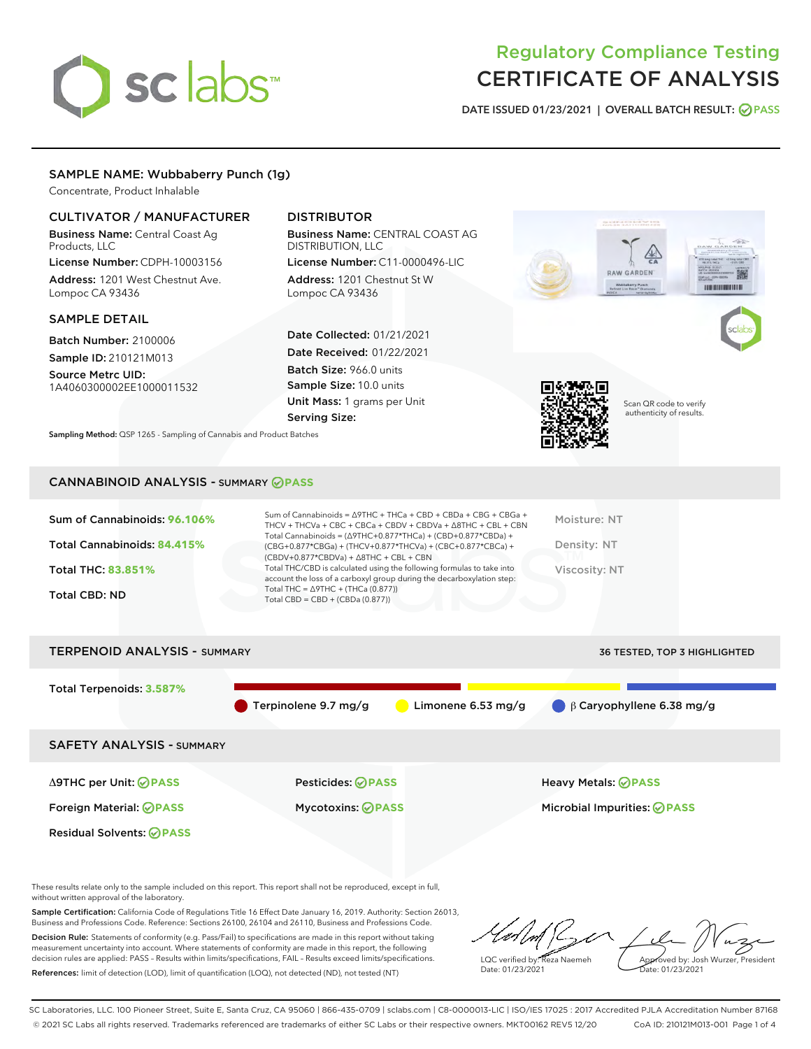# Regulatory Compliance Testing
# CERTIFICATE OF ANALYSIS

DATE ISSUED 01/23/2021 | OVERALL BATCH RESULT: PASS

## SAMPLE NAME: Wubbaberry Punch (1g)

Concentrate, Product Inhalable

### CULTIVATOR / MANUFACTURER

**Business Name:** Central Coast Ag Products, LLC

**License Number:** CDPH-10003156

**Address:** 1201 West Chestnut Ave. Lompoc CA 93436

### DISTRIBUTOR

**Business Name:** CENTRAL COAST AG DISTRIBUTION, LLC

**License Number:** C11-0000496-LIC

**Address:** 1201 Chestnut St W Lompoc CA 93436

### SAMPLE DETAIL

**Batch Number:** 2100006

**Sample ID:** 210121M013

**Source Metrc UID:** 1A4060300002EE1000011532

**Date Collected:** 01/21/2021

**Date Received:** 01/22/2021

**Batch Size:** 966.0 units

**Sample Size:** 10.0 units

**Unit Mass:** 1 grams per Unit

**Serving Size:**

Scan QR code to verify authenticity of results.

**Sampling Method:** QSP 1265 - Sampling of Cannabis and Product Batches

## CANNABINOID ANALYSIS - SUMMARY PASS

**Sum of Cannabinoids:** 96.106%

**Total Cannabinoids:** 84.415%

**Total THC:** 83.851%

**Total CBD:** ND

Sum of Cannabinoids = Δ9THC + THCa + CBD + CBDa + CBG + CBGa + THCV + THCVa + CBC + CBCa + CBDV + CBDVa + Δ8THC + CBL + CBN

Total Cannabinoids = (Δ9THC+0.877*THCa) + (CBD+0.877*CBDa) + (CBG+0.877*CBGa) + (THCV+0.877*THCVa) + (CBC+0.877*CBCa) + (CBDV+0.877*CBDVa) + Δ8THC + CBL + CBN

Total THC/CBD is calculated using the following formulas to take into account the loss of a carboxyl group during the decarboxylation step:

Total THC = Δ9THC + (THCa (0.877))

Total CBD = CBD + (CBDa (0.877))

Moisture: NT

Density: NT

Viscosity: NT

## TERPENOID ANALYSIS - SUMMARY

36 TESTED, TOP 3 HIGHLIGHTED

**Total Terpenoids:** 3.587%

Terpinolene 9.7 mg/g | Limonene 6.53 mg/g | β Caryophyllene 6.38 mg/g

## SAFETY ANALYSIS - SUMMARY

Δ9THC per Unit: PASS

Pesticides: PASS

Heavy Metals: PASS

Foreign Material: PASS

Mycotoxins: PASS

Microbial Impurities: PASS

Residual Solvents: PASS

These results relate only to the sample included on this report. This report shall not be reproduced, except in full, without written approval of the laboratory.

**Sample Certification:** California Code of Regulations Title 16 Effect Date January 16, 2019. Authority: Section 26013, Business and Professions Code. Reference: Sections 26100, 26104 and 26110, Business and Professions Code.

**Decision Rule:** Statements of conformity (e.g. Pass/Fail) to specifications are made in this report without taking measurement uncertainty into account. Where statements of conformity are made in this report, the following decision rules are applied: PASS – Results within limits/specifications, FAIL – Results exceed limits/specifications.

**References:** limit of detection (LOD), limit of quantification (LOQ), not detected (ND), not tested (NT)

LQC verified by: Reza Naemeh
Date: 01/23/2021

Approved by: Josh Wurzer, President
Date: 01/23/2021

SC Laboratories, LLC. 100 Pioneer Street, Suite E, Santa Cruz, CA 95060 | 866-435-0709 | sclabs.com | C8-0000013-LIC | ISO/IES 17025 : 2017 Accredited PJLA Accreditation Number 87168
© 2021 SC Labs all rights reserved. Trademarks referenced are trademarks of either SC Labs or their respective owners. MKT00162 REV5 12/20 CoA ID: 210121M013-001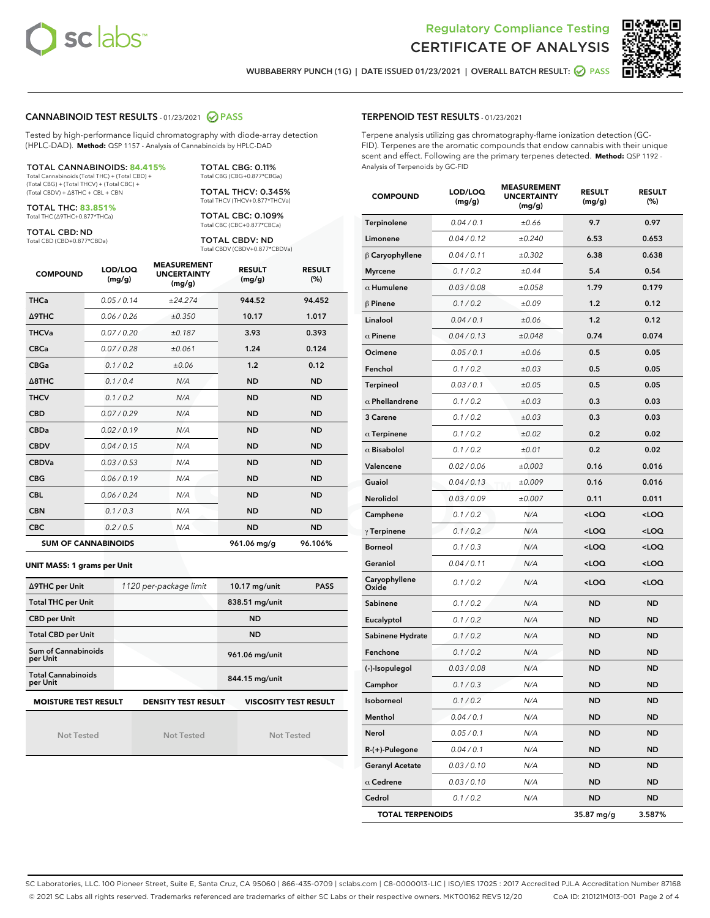Regulatory Compliance Testing
CERTIFICATE OF ANALYSIS

WUBBABERRY PUNCH (1G) | DATE ISSUED 01/23/2021 | OVERALL BATCH RESULT: PASS

## CANNABINOID TEST RESULTS - 01/23/2021 PASS

Tested by high-performance liquid chromatography with diode-array detection (HPLC-DAD). **Method:** QSP 1157 - Analysis of Cannabinoids by HPLC-DAD

**TOTAL CANNABINOIDS: 84.415%**
Total Cannabinoids (Total THC) + (Total CBD) + (Total CBG) + (Total THCV) + (Total CBC) + (Total CBDV) + Δ8THC + CBL + CBN

**TOTAL THC: 83.851%**
Total THC (Δ9THC+0.877*THCa)

**TOTAL CBD: ND**
Total CBD (CBD+0.877*CBDa)

**TOTAL CBG: 0.11%**
Total CBG (CBG+0.877*CBGa)

**TOTAL THCV: 0.345%**
Total THCV (THCV+0.877*THCVa)

**TOTAL CBC: 0.109%**
Total CBC (CBC+0.877*CBCa)

**TOTAL CBDV: ND**
Total CBDV (CBDV+0.877*CBDVa)

| COMPOUND | LOD/LOQ (mg/g) | MEASUREMENT UNCERTAINTY (mg/g) | RESULT (mg/g) | RESULT (%) |
|---|---|---|---|---|
| THCa | 0.05 / 0.14 | ±24.274 | 944.52 | 94.452 |
| Δ9THC | 0.06 / 0.26 | ±0.350 | 10.17 | 1.017 |
| THCVa | 0.07 / 0.20 | ±0.187 | 3.93 | 0.393 |
| CBCa | 0.07 / 0.28 | ±0.061 | 1.24 | 0.124 |
| CBGa | 0.1 / 0.2 | ±0.06 | 1.2 | 0.12 |
| Δ8THC | 0.1 / 0.4 | N/A | ND | ND |
| THCV | 0.1 / 0.2 | N/A | ND | ND |
| CBD | 0.07 / 0.29 | N/A | ND | ND |
| CBDa | 0.02 / 0.19 | N/A | ND | ND |
| CBDV | 0.04 / 0.15 | N/A | ND | ND |
| CBDVa | 0.03 / 0.53 | N/A | ND | ND |
| CBG | 0.06 / 0.19 | N/A | ND | ND |
| CBL | 0.06 / 0.24 | N/A | ND | ND |
| CBN | 0.1 / 0.3 | N/A | ND | ND |
| CBC | 0.2 / 0.5 | N/A | ND | ND |
| **SUM OF CANNABINOIDS** | | | 961.06 mg/g | 96.106% |

**UNIT MASS: 1 grams per Unit**

| | | | |
|---|---|---|---|
| Δ9THC per Unit | 1120 per-package limit | 10.17 mg/unit | PASS |
| Total THC per Unit | | 838.51 mg/unit | |
| CBD per Unit | | ND | |
| Total CBD per Unit | | ND | |
| Sum of Cannabinoids per Unit | | 961.06 mg/unit | |
| Total Cannabinoids per Unit | | 844.15 mg/unit | |

| MOISTURE TEST RESULT | DENSITY TEST RESULT | VISCOSITY TEST RESULT |
|---|---|---|
| Not Tested | Not Tested | Not Tested |

## TERPENOID TEST RESULTS - 01/23/2021

Terpene analysis utilizing gas chromatography-flame ionization detection (GC-FID). Terpenes are the aromatic compounds that endow cannabis with their unique scent and effect. Following are the primary terpenes detected. **Method:** QSP 1192 - Analysis of Terpenoids by GC-FID

| COMPOUND | LOD/LOQ (mg/g) | MEASUREMENT UNCERTAINTY (mg/g) | RESULT (mg/g) | RESULT (%) |
|---|---|---|---|---|
| Terpinolene | 0.04 / 0.1 | ±0.66 | 9.7 | 0.97 |
| Limonene | 0.04 / 0.12 | ±0.240 | 6.53 | 0.653 |
| β Caryophyllene | 0.04 / 0.11 | ±0.302 | 6.38 | 0.638 |
| Myrcene | 0.1 / 0.2 | ±0.44 | 5.4 | 0.54 |
| α Humulene | 0.03 / 0.08 | ±0.058 | 1.79 | 0.179 |
| β Pinene | 0.1 / 0.2 | ±0.09 | 1.2 | 0.12 |
| Linalool | 0.04 / 0.1 | ±0.06 | 1.2 | 0.12 |
| α Pinene | 0.04 / 0.13 | ±0.048 | 0.74 | 0.074 |
| Ocimene | 0.05 / 0.1 | ±0.06 | 0.5 | 0.05 |
| Fenchol | 0.1 / 0.2 | ±0.03 | 0.5 | 0.05 |
| Terpineol | 0.03 / 0.1 | ±0.05 | 0.5 | 0.05 |
| α Phellandrene | 0.1 / 0.2 | ±0.03 | 0.3 | 0.03 |
| 3 Carene | 0.1 / 0.2 | ±0.03 | 0.3 | 0.03 |
| α Terpinene | 0.1 / 0.2 | ±0.02 | 0.2 | 0.02 |
| α Bisabolol | 0.1 / 0.2 | ±0.01 | 0.2 | 0.02 |
| Valencene | 0.02 / 0.06 | ±0.003 | 0.16 | 0.016 |
| Guaiol | 0.04 / 0.13 | ±0.009 | 0.16 | 0.016 |
| Nerolidol | 0.03 / 0.09 | ±0.007 | 0.11 | 0.011 |
| Camphene | 0.1 / 0.2 | N/A | <LOQ | <LOQ |
| γ Terpinene | 0.1 / 0.2 | N/A | <LOQ | <LOQ |
| Borneol | 0.1 / 0.3 | N/A | <LOQ | <LOQ |
| Geraniol | 0.04 / 0.11 | N/A | <LOQ | <LOQ |
| Caryophyllene Oxide | 0.1 / 0.2 | N/A | <LOQ | <LOQ |
| Sabinene | 0.1 / 0.2 | N/A | ND | ND |
| Eucalyptol | 0.1 / 0.2 | N/A | ND | ND |
| Sabinene Hydrate | 0.1 / 0.2 | N/A | ND | ND |
| Fenchone | 0.1 / 0.2 | N/A | ND | ND |
| (-)-Isopulegol | 0.03 / 0.08 | N/A | ND | ND |
| Camphor | 0.1 / 0.3 | N/A | ND | ND |
| Isoborneol | 0.1 / 0.2 | N/A | ND | ND |
| Menthol | 0.04 / 0.1 | N/A | ND | ND |
| Nerol | 0.05 / 0.1 | N/A | ND | ND |
| R-(+)-Pulegone | 0.04 / 0.1 | N/A | ND | ND |
| Geranyl Acetate | 0.03 / 0.10 | N/A | ND | ND |
| α Cedrene | 0.03 / 0.10 | N/A | ND | ND |
| Cedrol | 0.1 / 0.2 | N/A | ND | ND |
| **TOTAL TERPENOIDS** | | | 35.87 mg/g | 3.587% |

SC Laboratories, LLC. 100 Pioneer Street, Suite E, Santa Cruz, CA 95060 | 866-435-0709 | sclabs.com | C8-0000013-LIC | ISO/IES 17025 : 2017 Accredited PJLA Accreditation Number 87168
© 2021 SC Labs all rights reserved. Trademarks referenced are trademarks of either SC Labs or their respective owners. MKT00162 REV5 12/20 CoA ID: 210121M013-001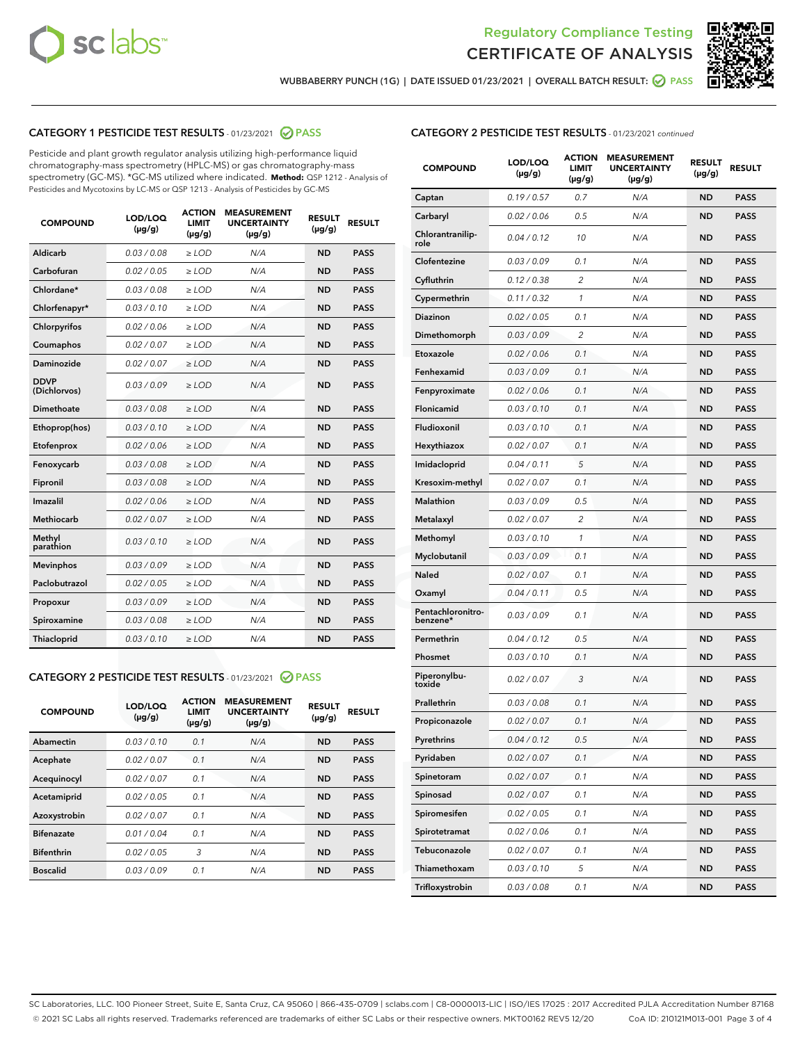Regulatory Compliance Testing
# CERTIFICATE OF ANALYSIS

WUBBABERRY PUNCH (1G) | DATE ISSUED 01/23/2021 | OVERALL BATCH RESULT: PASS

## CATEGORY 1 PESTICIDE TEST RESULTS - 01/23/2021 PASS

Pesticide and plant growth regulator analysis utilizing high-performance liquid chromatography-mass spectrometry (HPLC-MS) or gas chromatography-mass spectrometry (GC-MS). *GC-MS utilized where indicated. **Method:** QSP 1212 - Analysis of Pesticides and Mycotoxins by LC-MS or QSP 1213 - Analysis of Pesticides by GC-MS

| COMPOUND | LOD/LOQ (µg/g) | ACTION LIMIT (µg/g) | MEASUREMENT UNCERTAINTY (µg/g) | RESULT (µg/g) | RESULT |
|---|---|---|---|---|---|
| Aldicarb | 0.03 / 0.08 | ≥ LOD | N/A | ND | PASS |
| Carbofuran | 0.02 / 0.05 | ≥ LOD | N/A | ND | PASS |
| Chlordane* | 0.03 / 0.08 | ≥ LOD | N/A | ND | PASS |
| Chlorfenapyr* | 0.03 / 0.10 | ≥ LOD | N/A | ND | PASS |
| Chlorpyrifos | 0.02 / 0.06 | ≥ LOD | N/A | ND | PASS |
| Coumaphos | 0.02 / 0.07 | ≥ LOD | N/A | ND | PASS |
| Daminozide | 0.02 / 0.07 | ≥ LOD | N/A | ND | PASS |
| DDVP (Dichlorvos) | 0.03 / 0.09 | ≥ LOD | N/A | ND | PASS |
| Dimethoate | 0.03 / 0.08 | ≥ LOD | N/A | ND | PASS |
| Ethoprop(hos) | 0.03 / 0.10 | ≥ LOD | N/A | ND | PASS |
| Etofenprox | 0.02 / 0.06 | ≥ LOD | N/A | ND | PASS |
| Fenoxycarb | 0.03 / 0.08 | ≥ LOD | N/A | ND | PASS |
| Fipronil | 0.03 / 0.08 | ≥ LOD | N/A | ND | PASS |
| Imazalil | 0.02 / 0.06 | ≥ LOD | N/A | ND | PASS |
| Methiocarb | 0.02 / 0.07 | ≥ LOD | N/A | ND | PASS |
| Methyl parathion | 0.03 / 0.10 | ≥ LOD | N/A | ND | PASS |
| Mevinphos | 0.03 / 0.09 | ≥ LOD | N/A | ND | PASS |
| Paclobutrazol | 0.02 / 0.05 | ≥ LOD | N/A | ND | PASS |
| Propoxur | 0.03 / 0.09 | ≥ LOD | N/A | ND | PASS |
| Spiroxamine | 0.03 / 0.08 | ≥ LOD | N/A | ND | PASS |
| Thiacloprid | 0.03 / 0.10 | ≥ LOD | N/A | ND | PASS |

## CATEGORY 2 PESTICIDE TEST RESULTS - 01/23/2021 PASS

| COMPOUND | LOD/LOQ (µg/g) | ACTION LIMIT (µg/g) | MEASUREMENT UNCERTAINTY (µg/g) | RESULT (µg/g) | RESULT |
|---|---|---|---|---|---|
| Abamectin | 0.03 / 0.10 | 0.1 | N/A | ND | PASS |
| Acephate | 0.02 / 0.07 | 0.1 | N/A | ND | PASS |
| Acequinocyl | 0.02 / 0.07 | 0.1 | N/A | ND | PASS |
| Acetamiprid | 0.02 / 0.05 | 0.1 | N/A | ND | PASS |
| Azoxystrobin | 0.02 / 0.07 | 0.1 | N/A | ND | PASS |
| Bifenazate | 0.01 / 0.04 | 0.1 | N/A | ND | PASS |
| Bifenthrin | 0.02 / 0.05 | 3 | N/A | ND | PASS |
| Boscalid | 0.03 / 0.09 | 0.1 | N/A | ND | PASS |
| Captan | 0.19 / 0.57 | 0.7 | N/A | ND | PASS |
| Carbaryl | 0.02 / 0.06 | 0.5 | N/A | ND | PASS |
| Chlorantraniliprole | 0.04 / 0.12 | 10 | N/A | ND | PASS |
| Clofentezine | 0.03 / 0.09 | 0.1 | N/A | ND | PASS |
| Cyfluthrin | 0.12 / 0.38 | 2 | N/A | ND | PASS |
| Cypermethrin | 0.11 / 0.32 | 1 | N/A | ND | PASS |
| Diazinon | 0.02 / 0.05 | 0.1 | N/A | ND | PASS |
| Dimethomorph | 0.03 / 0.09 | 2 | N/A | ND | PASS |
| Etoxazole | 0.02 / 0.06 | 0.1 | N/A | ND | PASS |
| Fenhexamid | 0.03 / 0.09 | 0.1 | N/A | ND | PASS |
| Fenpyroximate | 0.02 / 0.06 | 0.1 | N/A | ND | PASS |
| Flonicamid | 0.03 / 0.10 | 0.1 | N/A | ND | PASS |
| Fludioxonil | 0.03 / 0.10 | 0.1 | N/A | ND | PASS |
| Hexythiazox | 0.02 / 0.07 | 0.1 | N/A | ND | PASS |
| Imidacloprid | 0.04 / 0.11 | 5 | N/A | ND | PASS |
| Kresoxim-methyl | 0.02 / 0.07 | 0.1 | N/A | ND | PASS |
| Malathion | 0.03 / 0.09 | 0.5 | N/A | ND | PASS |
| Metalaxyl | 0.02 / 0.07 | 2 | N/A | ND | PASS |
| Methomyl | 0.03 / 0.10 | 1 | N/A | ND | PASS |
| Myclobutanil | 0.03 / 0.09 | 0.1 | N/A | ND | PASS |
| Naled | 0.02 / 0.07 | 0.1 | N/A | ND | PASS |
| Oxamyl | 0.04 / 0.11 | 0.5 | N/A | ND | PASS |
| Pentachloronitrobenzene* | 0.03 / 0.09 | 0.1 | N/A | ND | PASS |
| Permethrin | 0.04 / 0.12 | 0.5 | N/A | ND | PASS |
| Phosmet | 0.03 / 0.10 | 0.1 | N/A | ND | PASS |
| Piperonylbutoxide | 0.02 / 0.07 | 3 | N/A | ND | PASS |
| Prallethrin | 0.03 / 0.08 | 0.1 | N/A | ND | PASS |
| Propiconazole | 0.02 / 0.07 | 0.1 | N/A | ND | PASS |
| Pyrethrins | 0.04 / 0.12 | 0.5 | N/A | ND | PASS |
| Pyridaben | 0.02 / 0.07 | 0.1 | N/A | ND | PASS |
| Spinetoram | 0.02 / 0.07 | 0.1 | N/A | ND | PASS |
| Spinosad | 0.02 / 0.07 | 0.1 | N/A | ND | PASS |
| Spiromesifen | 0.02 / 0.05 | 0.1 | N/A | ND | PASS |
| Spirotetramat | 0.02 / 0.06 | 0.1 | N/A | ND | PASS |
| Tebuconazole | 0.02 / 0.07 | 0.1 | N/A | ND | PASS |
| Thiamethoxam | 0.03 / 0.10 | 5 | N/A | ND | PASS |
| Trifloxystrobin | 0.03 / 0.08 | 0.1 | N/A | ND | PASS |

SC Laboratories, LLC. 100 Pioneer Street, Suite E, Santa Cruz, CA 95060 | 866-435-0709 | sclabs.com | C8-0000013-LIC | ISO/IES 17025 : 2017 Accredited PJLA Accreditation Number 87168
© 2021 SC Labs all rights reserved. Trademarks referenced are trademarks of either SC Labs or their respective owners. MKT00162 REV5 12/20 CoA ID: 210121M013-001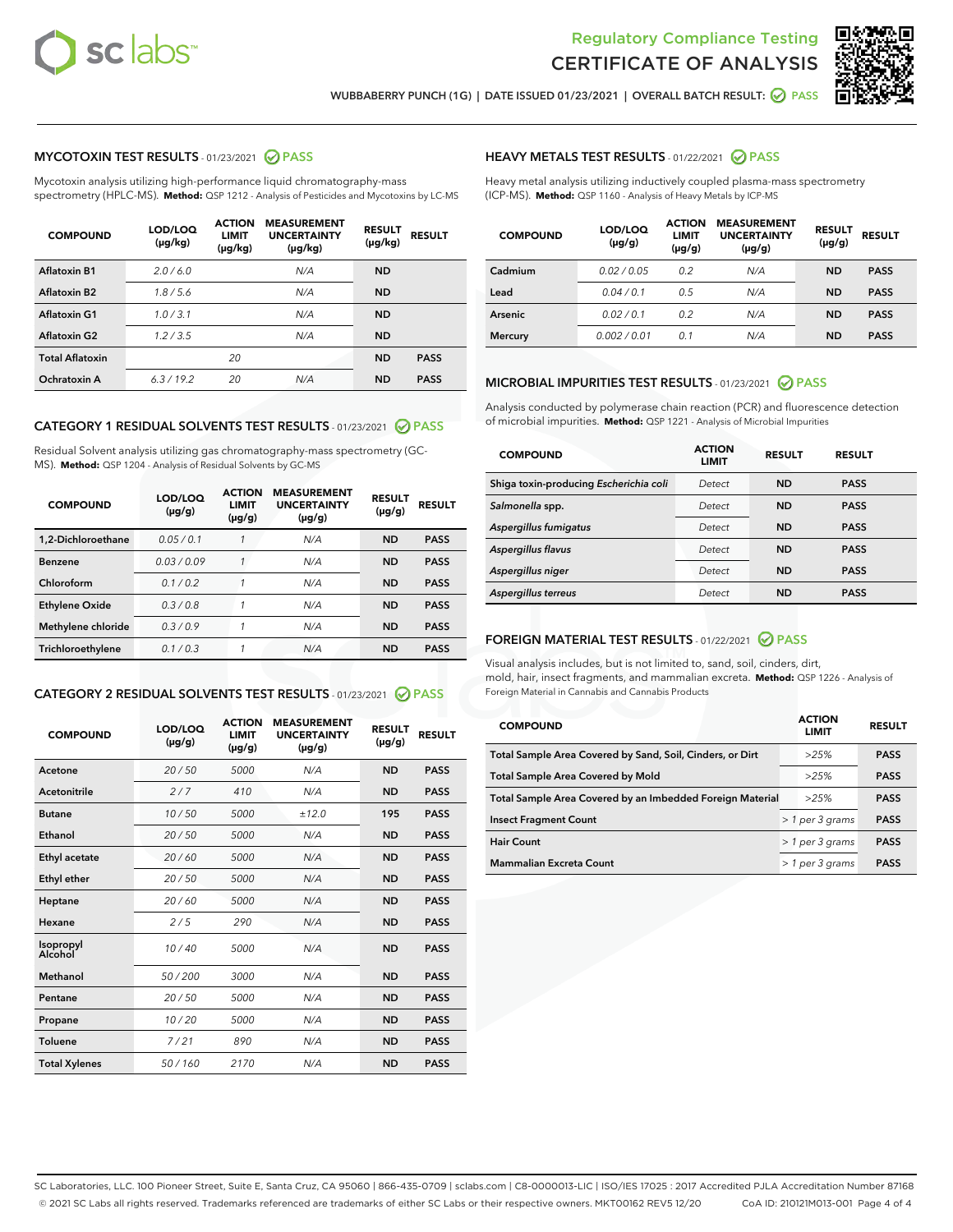Regulatory Compliance Testing
# CERTIFICATE OF ANALYSIS

WUBBABERRY PUNCH (1G) | DATE ISSUED 01/23/2021 | OVERALL BATCH RESULT: PASS

## MYCOTOXIN TEST RESULTS - 01/23/2021 PASS

Mycotoxin analysis utilizing high-performance liquid chromatography-mass spectrometry (HPLC-MS). **Method:** QSP 1212 - Analysis of Pesticides and Mycotoxins by LC-MS

| COMPOUND | LOD/LOQ (µg/kg) | ACTION LIMIT (µg/kg) | MEASUREMENT UNCERTAINTY (µg/kg) | RESULT (µg/kg) | RESULT |
|---|---|---|---|---|---|
| Aflatoxin B1 | 2.0 / 6.0 | | N/A | ND | |
| Aflatoxin B2 | 1.8 / 5.6 | | N/A | ND | |
| Aflatoxin G1 | 1.0 / 3.1 | | N/A | ND | |
| Aflatoxin G2 | 1.2 / 3.5 | | N/A | ND | |
| Total Aflatoxin | | 20 | | ND | PASS |
| Ochratoxin A | 6.3 / 19.2 | 20 | N/A | ND | PASS |

## CATEGORY 1 RESIDUAL SOLVENTS TEST RESULTS - 01/23/2021 PASS

Residual Solvent analysis utilizing gas chromatography-mass spectrometry (GC-MS). **Method:** QSP 1204 - Analysis of Residual Solvents by GC-MS

| COMPOUND | LOD/LOQ (µg/g) | ACTION LIMIT (µg/g) | MEASUREMENT UNCERTAINTY (µg/g) | RESULT (µg/g) | RESULT |
|---|---|---|---|---|---|
| 1,2-Dichloroethane | 0.05 / 0.1 | 1 | N/A | ND | PASS |
| Benzene | 0.03 / 0.09 | 1 | N/A | ND | PASS |
| Chloroform | 0.1 / 0.2 | 1 | N/A | ND | PASS |
| Ethylene Oxide | 0.3 / 0.8 | 1 | N/A | ND | PASS |
| Methylene chloride | 0.3 / 0.9 | 1 | N/A | ND | PASS |
| Trichloroethylene | 0.1 / 0.3 | 1 | N/A | ND | PASS |

## CATEGORY 2 RESIDUAL SOLVENTS TEST RESULTS - 01/23/2021 PASS

| COMPOUND | LOD/LOQ (µg/g) | ACTION LIMIT (µg/g) | MEASUREMENT UNCERTAINTY (µg/g) | RESULT (µg/g) | RESULT |
|---|---|---|---|---|---|
| Acetone | 20 / 50 | 5000 | N/A | ND | PASS |
| Acetonitrile | 2 / 7 | 410 | N/A | ND | PASS |
| Butane | 10 / 50 | 5000 | ±12.0 | 195 | PASS |
| Ethanol | 20 / 50 | 5000 | N/A | ND | PASS |
| Ethyl acetate | 20 / 60 | 5000 | N/A | ND | PASS |
| Ethyl ether | 20 / 50 | 5000 | N/A | ND | PASS |
| Heptane | 20 / 60 | 5000 | N/A | ND | PASS |
| Hexane | 2 / 5 | 290 | N/A | ND | PASS |
| Isopropyl Alcohol | 10 / 40 | 5000 | N/A | ND | PASS |
| Methanol | 50 / 200 | 3000 | N/A | ND | PASS |
| Pentane | 20 / 50 | 5000 | N/A | ND | PASS |
| Propane | 10 / 20 | 5000 | N/A | ND | PASS |
| Toluene | 7 / 21 | 890 | N/A | ND | PASS |
| Total Xylenes | 50 / 160 | 2170 | N/A | ND | PASS |

## HEAVY METALS TEST RESULTS - 01/22/2021 PASS

Heavy metal analysis utilizing inductively coupled plasma-mass spectrometry (ICP-MS). **Method:** QSP 1160 - Analysis of Heavy Metals by ICP-MS

| COMPOUND | LOD/LOQ (µg/g) | ACTION LIMIT (µg/g) | MEASUREMENT UNCERTAINTY (µg/g) | RESULT (µg/g) | RESULT |
|---|---|---|---|---|---|
| Cadmium | 0.02 / 0.05 | 0.2 | N/A | ND | PASS |
| Lead | 0.04 / 0.1 | 0.5 | N/A | ND | PASS |
| Arsenic | 0.02 / 0.1 | 0.2 | N/A | ND | PASS |
| Mercury | 0.002 / 0.01 | 0.1 | N/A | ND | PASS |

## MICROBIAL IMPURITIES TEST RESULTS - 01/23/2021 PASS

Analysis conducted by polymerase chain reaction (PCR) and fluorescence detection of microbial impurities. **Method:** QSP 1221 - Analysis of Microbial Impurities

| COMPOUND | ACTION LIMIT | RESULT | RESULT |
|---|---|---|---|
| *Shiga toxin-producing Escherichia coli* | Detect | ND | PASS |
| *Salmonella* spp. | Detect | ND | PASS |
| *Aspergillus fumigatus* | Detect | ND | PASS |
| *Aspergillus flavus* | Detect | ND | PASS |
| *Aspergillus niger* | Detect | ND | PASS |
| *Aspergillus terreus* | Detect | ND | PASS |

## FOREIGN MATERIAL TEST RESULTS - 01/22/2021 PASS

Visual analysis includes, but is not limited to, sand, soil, cinders, dirt, mold, hair, insect fragments, and mammalian excreta. **Method:** QSP 1226 - Analysis of Foreign Material in Cannabis and Cannabis Products

| COMPOUND | ACTION LIMIT | RESULT |
|---|---|---|
| Total Sample Area Covered by Sand, Soil, Cinders, or Dirt | >25% | PASS |
| Total Sample Area Covered by Mold | >25% | PASS |
| Total Sample Area Covered by an Imbedded Foreign Material | >25% | PASS |
| Insect Fragment Count | > 1 per 3 grams | PASS |
| Hair Count | > 1 per 3 grams | PASS |
| Mammalian Excreta Count | > 1 per 3 grams | PASS |

SC Laboratories, LLC. 100 Pioneer Street, Suite E, Santa Cruz, CA 95060 | 866-435-0709 | sclabs.com | C8-0000013-LIC | ISO/IES 17025 : 2017 Accredited PJLA Accreditation Number 87168
© 2021 SC Labs all rights reserved. Trademarks referenced are trademarks of either SC Labs or their respective owners. MKT00162 REV5 12/20 CoA ID: 210121M013-001